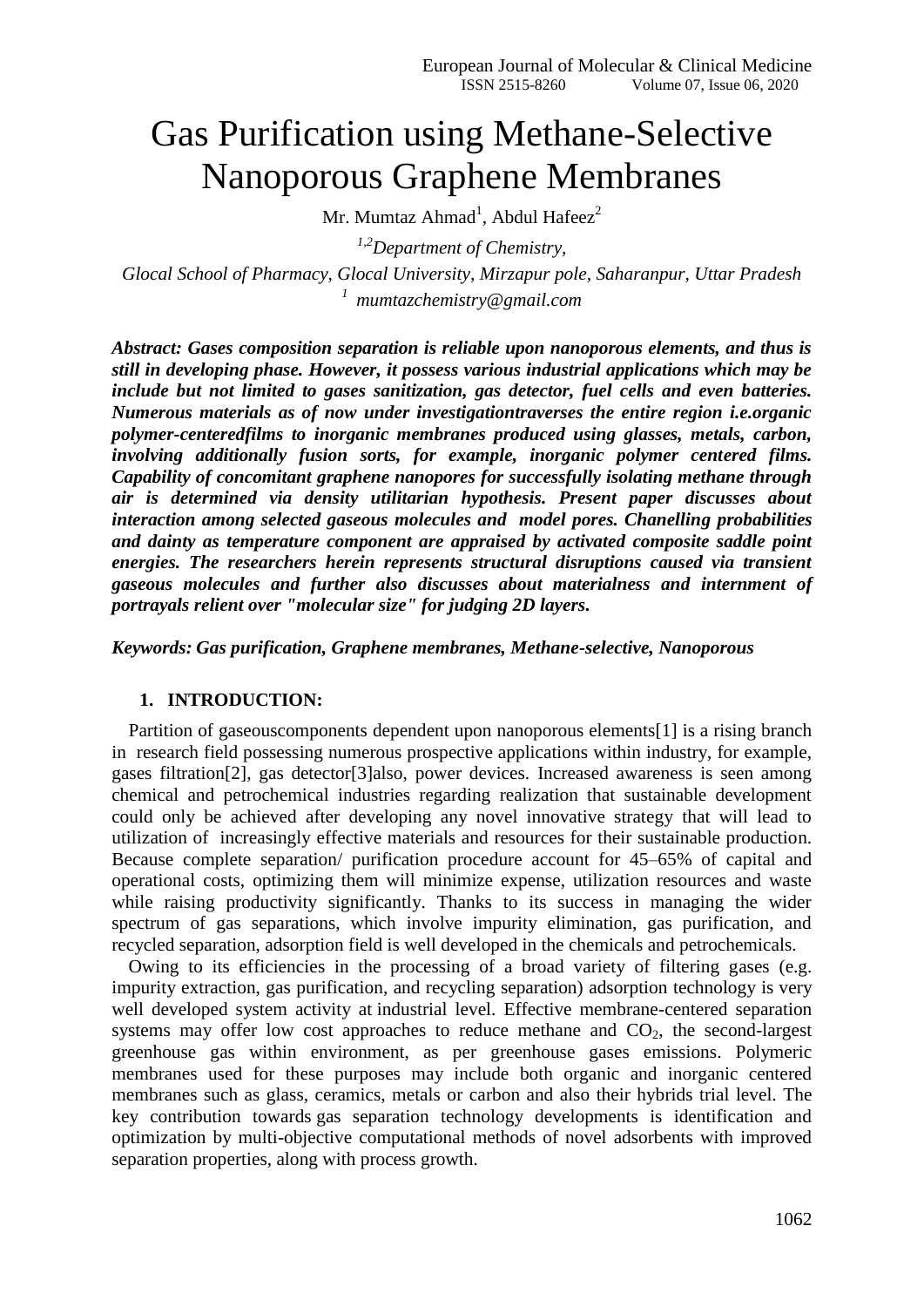# Gas Purification using Methane-Selective Nanoporous Graphene Membranes

Mr. Mumtaz Ahmad[1], Abdul Hafeez[2]

*[1,2]Department of Chemistry,*

*Glocal School of Pharmacy, Glocal University, Mirzapur pole, Saharanpur, Uttar Pradesh*

*[1] mumtazchemistry@gmail.com*

***Abstract: Gases composition separation is reliable upon nanoporous elements, and thus is still in developing phase. However, it possess various industrial applications which may be include but not limited to gases sanitization, gas detector, fuel cells and even batteries. Numerous materials as of now under investigationtraverses the entire region i.e.organic polymer-centeredfilms to inorganic membranes produced using glasses, metals, carbon, involving additionally fusion sorts, for example, inorganic polymer centered films. Capability of concomitant graphene nanopores for successfully isolating methane through air is determined via density utilitarian hypothesis. Present paper discusses about interaction among selected gaseous molecules and model pores. Chanelling probabilities and dainty as temperature component are appraised by activated composite saddle point energies. The researchers herein represents structural disruptions caused via transient gaseous molecules and further also discusses about materialness and internment of portrayals relient over "molecular size" for judging 2D layers.***

***Keywords: Gas purification, Graphene membranes, Methane-selective, Nanoporous***

## 1. INTRODUCTION:

Partition of gaseouscomponents dependent upon nanoporous elements[1] is a rising branch in research field possessing numerous prospective applications within industry, for example, gases filtration[2], gas detector[3]also, power devices. Increased awareness is seen among chemical and petrochemical industries regarding realization that sustainable development could only be achieved after developing any novel innovative strategy that will lead to utilization of increasingly effective materials and resources for their sustainable production. Because complete separation/ purification procedure account for 45–65% of capital and operational costs, optimizing them will minimize expense, utilization resources and waste while raising productivity significantly. Thanks to its success in managing the wider spectrum of gas separations, which involve impurity elimination, gas purification, and recycled separation, adsorption field is well developed in the chemicals and petrochemicals.

Owing to its efficiencies in the processing of a broad variety of filtering gases (e.g. impurity extraction, gas purification, and recycling separation) adsorption technology is very well developed system activity at industrial level. Effective membrane-centered separation systems may offer low cost approaches to reduce methane and $CO_2$, the second-largest greenhouse gas within environment, as per greenhouse gases emissions. Polymeric membranes used for these purposes may include both organic and inorganic centered membranes such as glass, ceramics, metals or carbon and also their hybrids trial level. The key contribution towards gas separation technology developments is identification and optimization by multi-objective computational methods of novel adsorbents with improved separation properties, along with process growth.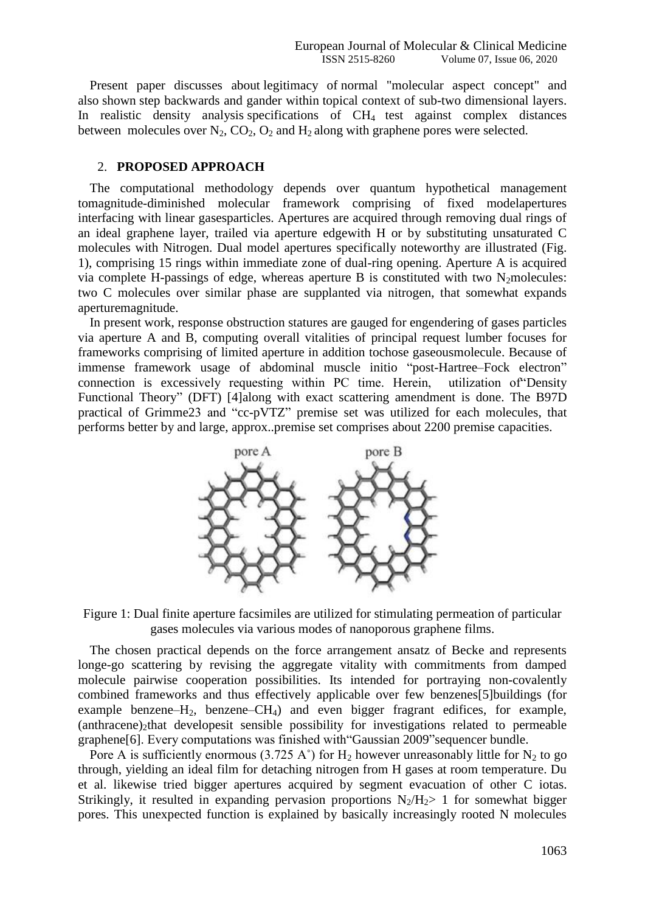Present paper discusses about legitimacy of normal "molecular aspect concept" and also shown step backwards and gander within topical context of sub-two dimensional layers. In realistic density analysis specifications of $CH_4$ test against complex distances between molecules over $N_2$, $CO_2$, $O_2$ and $H_2$ along with graphene pores were selected.

## 2. PROPOSED APPROACH

The computational methodology depends over quantum hypothetical management tomagnitude-diminished molecular framework comprising of fixed modelapertures interfacing with linear gasesparticles. Apertures are acquired through removing dual rings of an ideal graphene layer, trailed via aperture edgewith H or by substituting unsaturated C molecules with Nitrogen. Dual model apertures specifically noteworthy are illustrated (Fig. 1), comprising 15 rings within immediate zone of dual-ring opening. Aperture A is acquired via complete H-passings of edge, whereas aperture B is constituted with two $N_2$molecules: two C molecules over similar phase are supplanted via nitrogen, that somewhat expands aperturemagnitude.

In present work, response obstruction statures are gauged for engendering of gases particles via aperture A and B, computing overall vitalities of principal request lumber focuses for frameworks comprising of limited aperture in addition tochose gaseousmolecule. Because of immense framework usage of abdominal muscle initio "post-Hartree–Fock electron" connection is excessively requesting within PC time. Herein, utilization of"Density Functional Theory" (DFT) [4]along with exact scattering amendment is done. The B97D practical of Grimme23 and "cc-pVTZ" premise set was utilized for each molecules, that performs better by and large, approx..premise set comprises about 2200 premise capacities.

pore A pore B

Figure 1: Dual finite aperture facsimiles are utilized for stimulating permeation of particular gases molecules via various modes of nanoporous graphene films.

The chosen practical depends on the force arrangement ansatz of Becke and represents longe-go scattering by revising the aggregate vitality with commitments from damped molecule pairwise cooperation possibilities. Its intended for portraying non-covalently combined frameworks and thus effectively applicable over few benzenes[5]buildings (for example benzene–$H_2$, benzene–$CH_4$) and even bigger fragrant edifices, for example, $(\text{anthracene})_2$that developesit sensible possibility for investigations related to permeable graphene[6]. Every computations was finished with"Gaussian 2009"sequencer bundle.

Pore A is sufficiently enormous (3.725 A˚) for $H_2$ however unreasonably little for $N_2$ to go through, yielding an ideal film for detaching nitrogen from H gases at room temperature. Du et al. likewise tried bigger apertures acquired by segment evacuation of other C iotas. Strikingly, it resulted in expanding pervasion proportions $N_2/H_2 > 1$ for somewhat bigger pores. This unexpected function is explained by basically increasingly rooted N molecules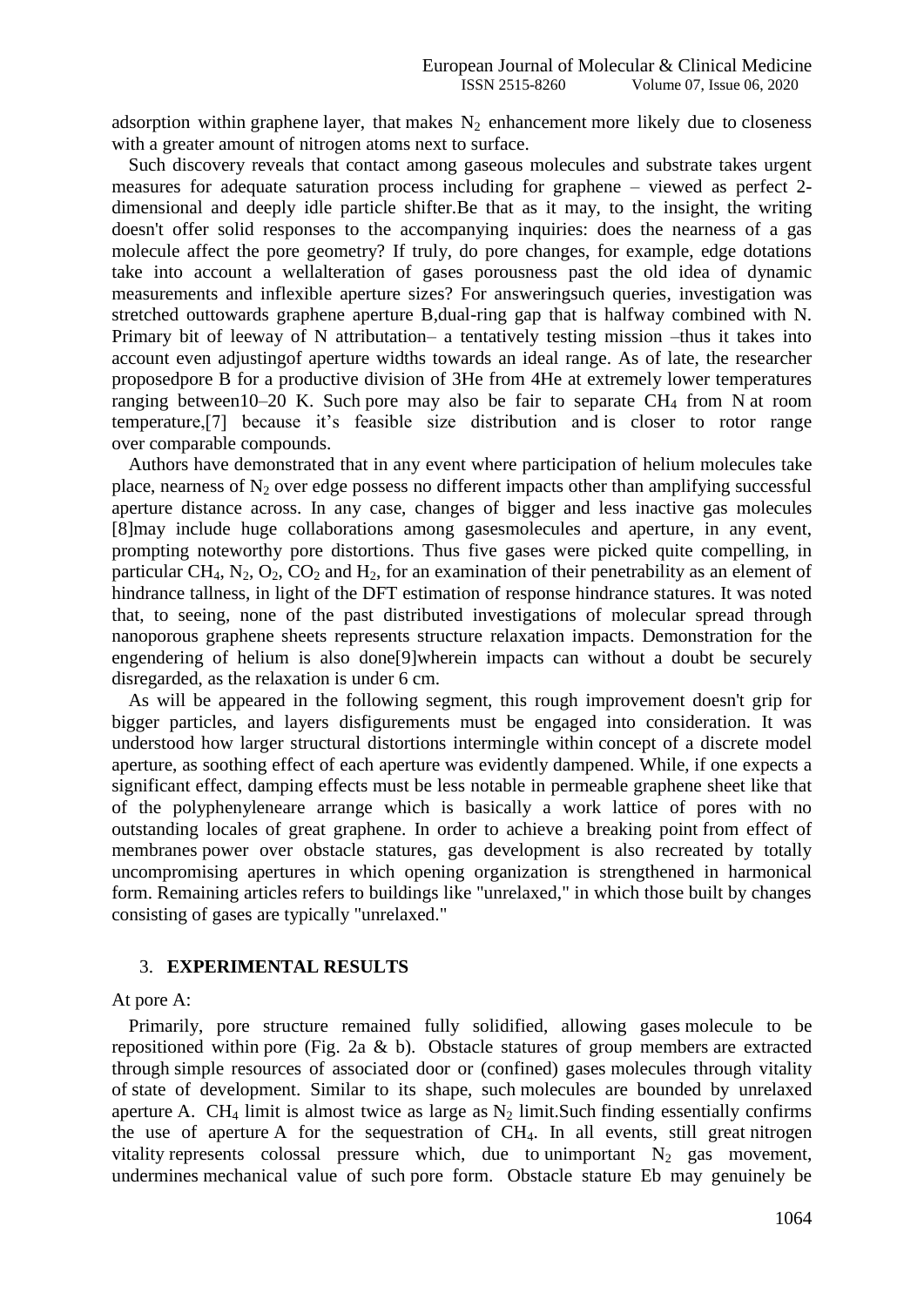adsorption within graphene layer, that makes $N_2$ enhancement more likely due to closeness with a greater amount of nitrogen atoms next to surface.

Such discovery reveals that contact among gaseous molecules and substrate takes urgent measures for adequate saturation process including for graphene – viewed as perfect 2-dimensional and deeply idle particle shifter.Be that as it may, to the insight, the writing doesn't offer solid responses to the accompanying inquiries: does the nearness of a gas molecule affect the pore geometry? If truly, do pore changes, for example, edge dotations take into account a wellalteration of gases porousness past the old idea of dynamic measurements and inflexible aperture sizes? For answeringsuch queries, investigation was stretched outtowards graphene aperture B,dual-ring gap that is halfway combined with N. Primary bit of leeway of N attributation– a tentatively testing mission –thus it takes into account even adjustingof aperture widths towards an ideal range. As of late, the researcher proposedpore B for a productive division of 3He from 4He at extremely lower temperatures ranging between10–20 K. Such pore may also be fair to separate $CH_4$ from N at room temperature,[7] because it's feasible size distribution and is closer to rotor range over comparable compounds.

Authors have demonstrated that in any event where participation of helium molecules take place, nearness of $N_2$ over edge possess no different impacts other than amplifying successful aperture distance across. In any case, changes of bigger and less inactive gas molecules [8]may include huge collaborations among gasesmolecules and aperture, in any event, prompting noteworthy pore distortions. Thus five gases were picked quite compelling, in particular $CH_4$, $N_2$, $O_2$, $CO_2$ and $H_2$, for an examination of their penetrability as an element of hindrance tallness, in light of the DFT estimation of response hindrance statures. It was noted that, to seeing, none of the past distributed investigations of molecular spread through nanoporous graphene sheets represents structure relaxation impacts. Demonstration for the engendering of helium is also done[9]wherein impacts can without a doubt be securely disregarded, as the relaxation is under 6 cm.

As will be appeared in the following segment, this rough improvement doesn't grip for bigger particles, and layers disfigurements must be engaged into consideration. It was understood how larger structural distortions intermingle within concept of a discrete model aperture, as soothing effect of each aperture was evidently dampened. While, if one expects a significant effect, damping effects must be less notable in permeable graphene sheet like that of the polyphenyleneare arrange which is basically a work lattice of pores with no outstanding locales of great graphene. In order to achieve a breaking point from effect of membranes power over obstacle statures, gas development is also recreated by totally uncompromising apertures in which opening organization is strengthened in harmonical form. Remaining articles refers to buildings like "unrelaxed," in which those built by changes consisting of gases are typically "unrelaxed."

## 3. **EXPERIMENTAL RESULTS**

At pore A:

Primarily, pore structure remained fully solidified, allowing gases molecule to be repositioned within pore (Fig. 2a & b). Obstacle statures of group members are extracted through simple resources of associated door or (confined) gases molecules through vitality of state of development. Similar to its shape, such molecules are bounded by unrelaxed aperture A. $CH_4$ limit is almost twice as large as $N_2$ limit.Such finding essentially confirms the use of aperture A for the sequestration of $CH_4$. In all events, still great nitrogen vitality represents colossal pressure which, due to unimportant $N_2$ gas movement, undermines mechanical value of such pore form. Obstacle stature Eb may genuinely be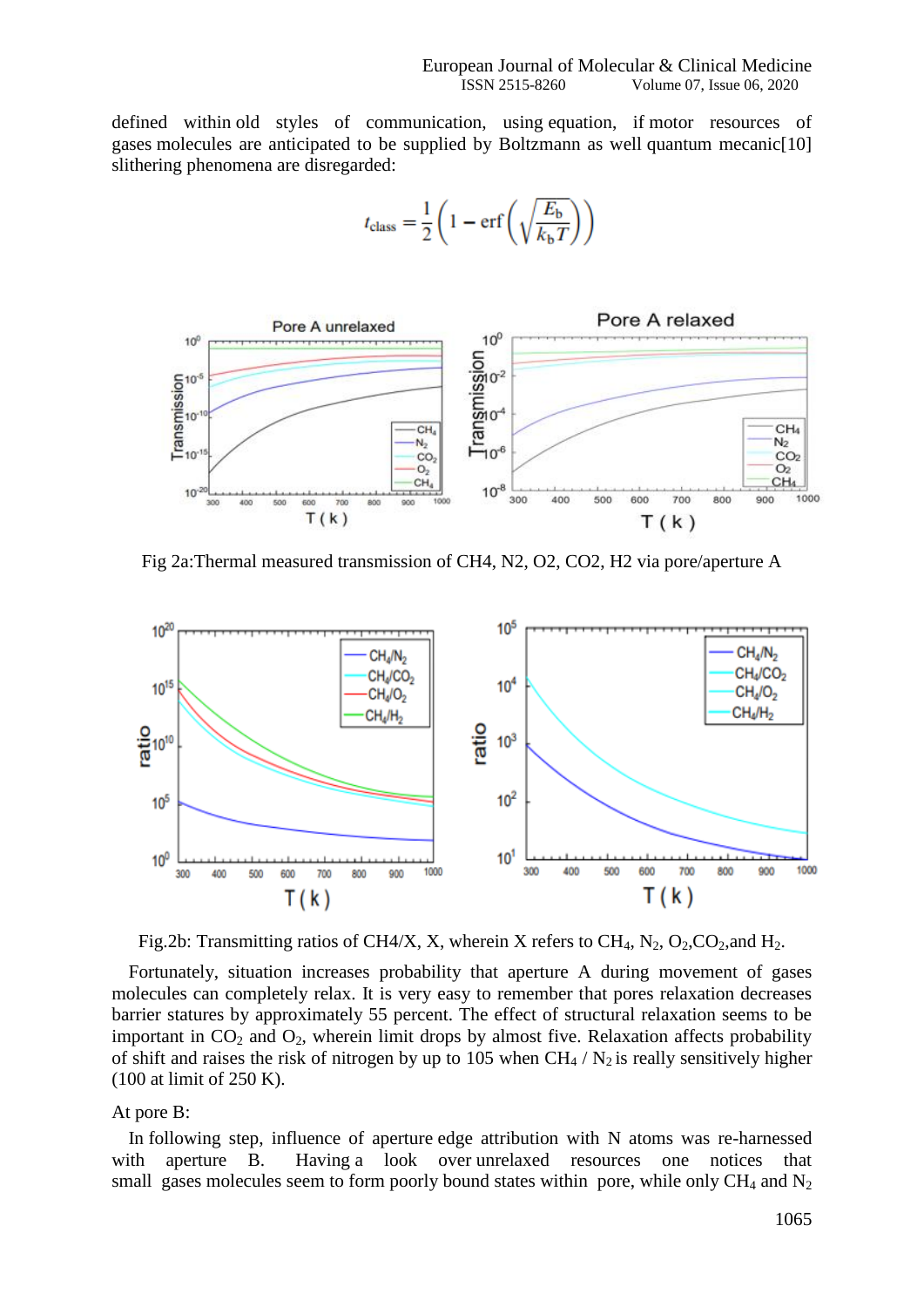defined within old styles of communication, using equation, if motor resources of gases molecules are anticipated to be supplied by Boltzmann as well quantum mecanic[10] slithering phenomena are disregarded:

$$t_{\text{class}} = \frac{1}{2}\left(1 - \text{erf}\left(\sqrt{\frac{E_b}{k_b T}}\right)\right)$$

Fig 2a:Thermal measured transmission of CH4, N2, O2, CO2, H2 via pore/aperture A

Fig.2b: Transmitting ratios of CH4/X, X, wherein X refers to $CH_4$, $N_2$, $O_2$,$CO_2$,and $H_2$.

Fortunately, situation increases probability that aperture A during movement of gases molecules can completely relax. It is very easy to remember that pores relaxation decreases barrier statures by approximately 55 percent. The effect of structural relaxation seems to be important in $CO_2$ and $O_2$, wherein limit drops by almost five. Relaxation affects probability of shift and raises the risk of nitrogen by up to 105 when $CH_4$ / $N_2$ is really sensitively higher (100 at limit of 250 K).

At pore B:

In following step, influence of aperture edge attribution with N atoms was re-harnessed with aperture B. Having a look over unrelaxed resources one notices that small gases molecules seem to form poorly bound states within pore, while only $CH_4$ and $N_2$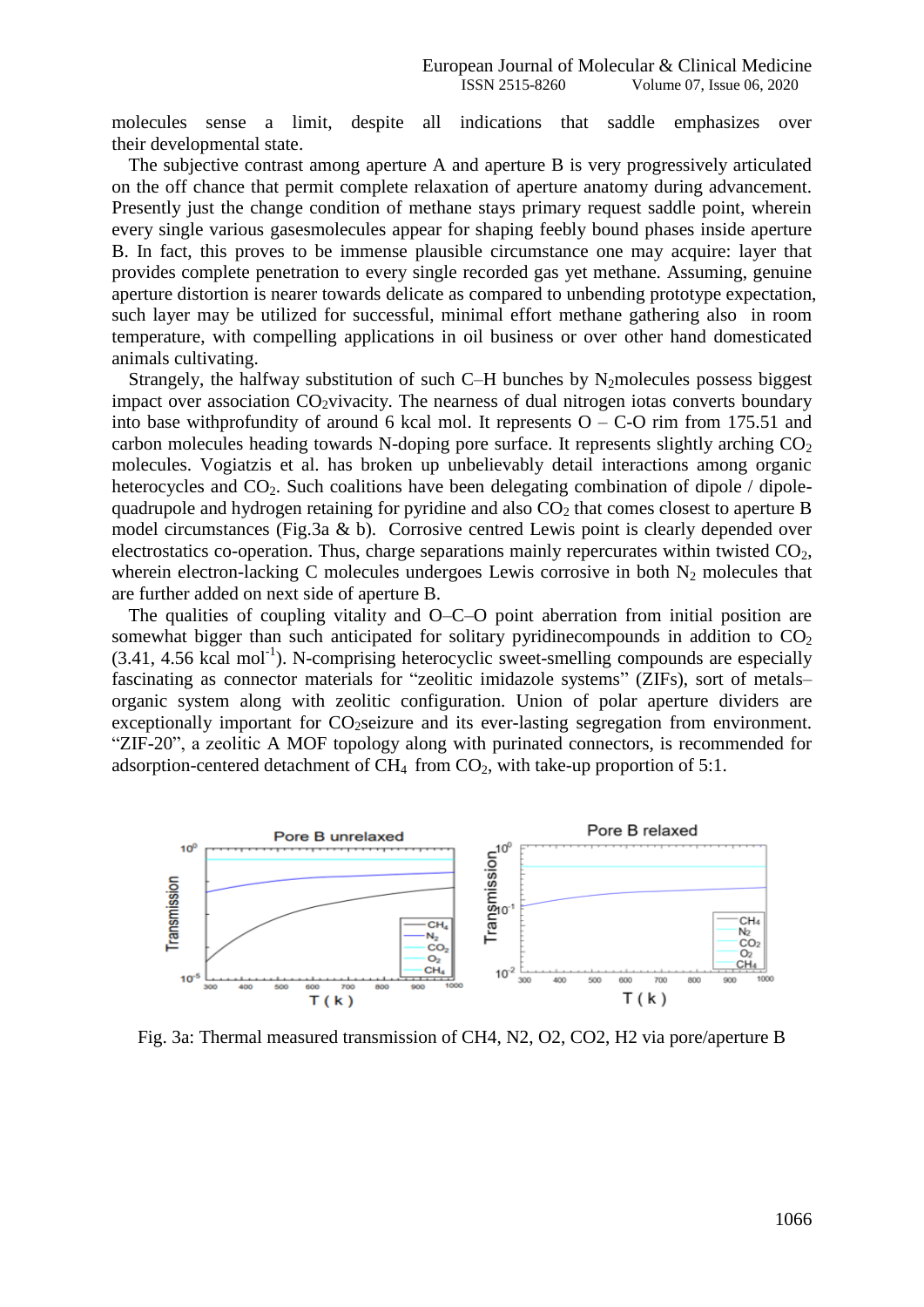molecules sense a limit, despite all indications that saddle emphasizes over their developmental state.

The subjective contrast among aperture A and aperture B is very progressively articulated on the off chance that permit complete relaxation of aperture anatomy during advancement. Presently just the change condition of methane stays primary request saddle point, wherein every single various gasesmolecules appear for shaping feebly bound phases inside aperture B. In fact, this proves to be immense plausible circumstance one may acquire: layer that provides complete penetration to every single recorded gas yet methane. Assuming, genuine aperture distortion is nearer towards delicate as compared to unbending prototype expectation, such layer may be utilized for successful, minimal effort methane gathering also in room temperature, with compelling applications in oil business or over other hand domesticated animals cultivating.

Strangely, the halfway substitution of such C–H bunches by $N_2$molecules possess biggest impact over association $CO_2$vivacity. The nearness of dual nitrogen iotas converts boundary into base withprofundity of around 6 kcal mol. It represents O – C-O rim from 175.51 and carbon molecules heading towards N-doping pore surface. It represents slightly arching $CO_2$ molecules. Vogiatzis et al. has broken up unbelievably detail interactions among organic heterocycles and $CO_2$. Such coalitions have been delegating combination of dipole / dipole-quadrupole and hydrogen retaining for pyridine and also $CO_2$ that comes closest to aperture B model circumstances (Fig.3a & b). Corrosive centred Lewis point is clearly depended over electrostatics co-operation. Thus, charge separations mainly repercurates within twisted $CO_2$, wherein electron-lacking C molecules undergoes Lewis corrosive in both $N_2$ molecules that are further added on next side of aperture B.

The qualities of coupling vitality and O–C–O point aberration from initial position are somewhat bigger than such anticipated for solitary pyridinecompounds in addition to $CO_2$ (3.41, 4.56 kcal $mol^{-1}$). N-comprising heterocyclic sweet-smelling compounds are especially fascinating as connector materials for "zeolitic imidazole systems" (ZIFs), sort of metals–organic system along with zeolitic configuration. Union of polar aperture dividers are exceptionally important for $CO_2$seizure and its ever-lasting segregation from environment. "ZIF-20", a zeolitic A MOF topology along with purinated connectors, is recommended for adsorption-centered detachment of $CH_4$ from $CO_2$, with take-up proportion of 5:1.

Fig. 3a: Thermal measured transmission of CH4, N2, O2, CO2, H2 via pore/aperture B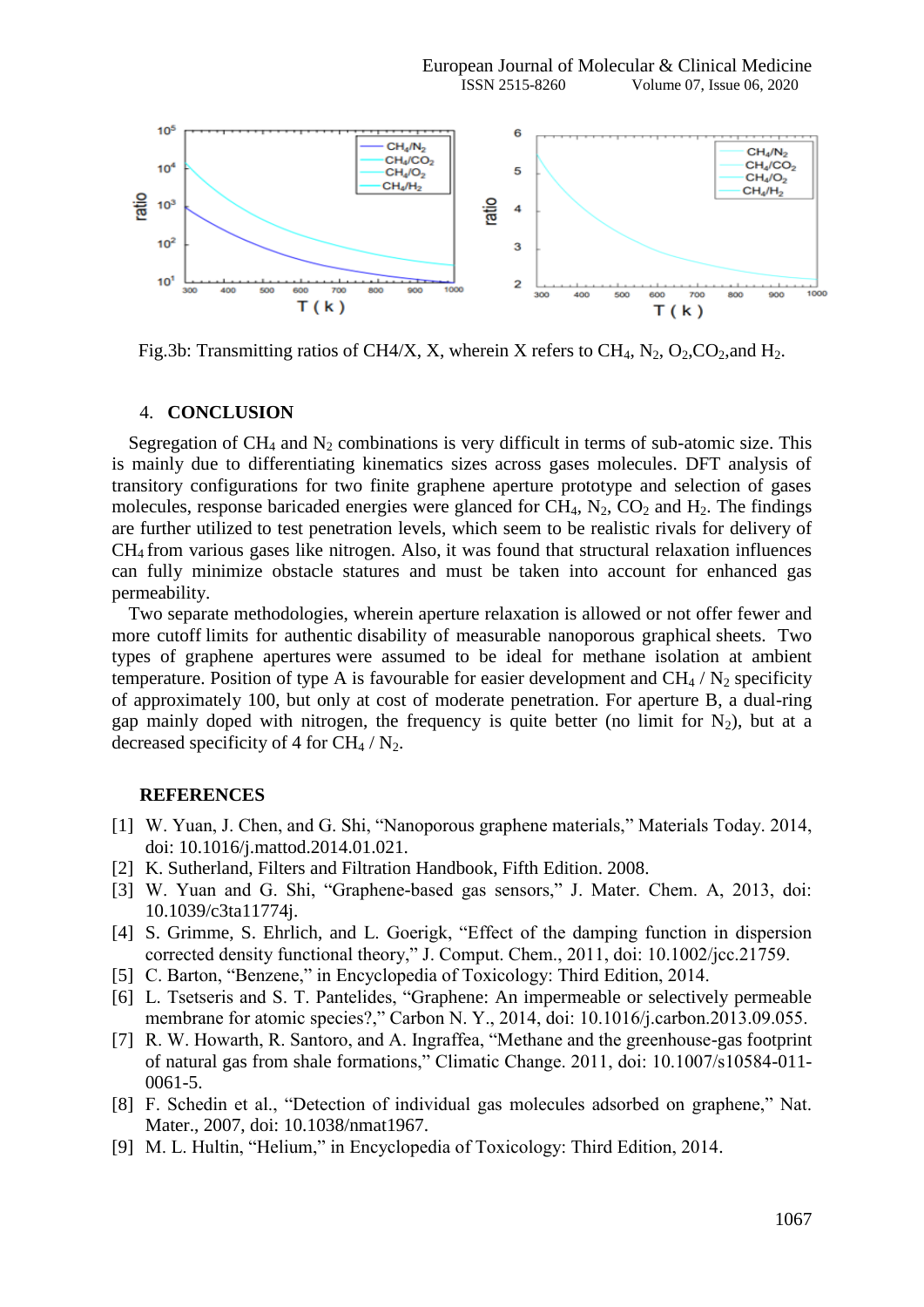Fig.3b: Transmitting ratios of CH4/X, X, wherein X refers to $CH_4$, $N_2$, $O_2$,$CO_2$,and $H_2$.

## 4. CONCLUSION

Segregation of $CH_4$ and $N_2$ combinations is very difficult in terms of sub-atomic size. This is mainly due to differentiating kinematics sizes across gases molecules. DFT analysis of transitory configurations for two finite graphene aperture prototype and selection of gases molecules, response baricaded energies were glanced for $CH_4$, $N_2$, $CO_2$ and $H_2$. The findings are further utilized to test penetration levels, which seem to be realistic rivals for delivery of $CH_4$ from various gases like nitrogen. Also, it was found that structural relaxation influences can fully minimize obstacle statures and must be taken into account for enhanced gas permeability.

Two separate methodologies, wherein aperture relaxation is allowed or not offer fewer and more cutoff limits for authentic disability of measurable nanoporous graphical sheets. Two types of graphene apertures were assumed to be ideal for methane isolation at ambient temperature. Position of type A is favourable for easier development and $CH_4$ / $N_2$ specificity of approximately 100, but only at cost of moderate penetration. For aperture B, a dual-ring gap mainly doped with nitrogen, the frequency is quite better (no limit for $N_2$), but at a decreased specificity of 4 for $CH_4$ / $N_2$.

## REFERENCES

[1] W. Yuan, J. Chen, and G. Shi, "Nanoporous graphene materials," Materials Today. 2014, doi: 10.1016/j.mattod.2014.01.021.

[2] K. Sutherland, Filters and Filtration Handbook, Fifth Edition. 2008.

[3] W. Yuan and G. Shi, "Graphene-based gas sensors," J. Mater. Chem. A, 2013, doi: 10.1039/c3ta11774j.

[4] S. Grimme, S. Ehrlich, and L. Goerigk, "Effect of the damping function in dispersion corrected density functional theory," J. Comput. Chem., 2011, doi: 10.1002/jcc.21759.

[5] C. Barton, "Benzene," in Encyclopedia of Toxicology: Third Edition, 2014.

[6] L. Tsetseris and S. T. Pantelides, "Graphene: An impermeable or selectively permeable membrane for atomic species?," Carbon N. Y., 2014, doi: 10.1016/j.carbon.2013.09.055.

[7] R. W. Howarth, R. Santoro, and A. Ingraffea, "Methane and the greenhouse-gas footprint of natural gas from shale formations," Climatic Change. 2011, doi: 10.1007/s10584-011-0061-5.

[8] F. Schedin et al., "Detection of individual gas molecules adsorbed on graphene," Nat. Mater., 2007, doi: 10.1038/nmat1967.

[9] M. L. Hultin, "Helium," in Encyclopedia of Toxicology: Third Edition, 2014.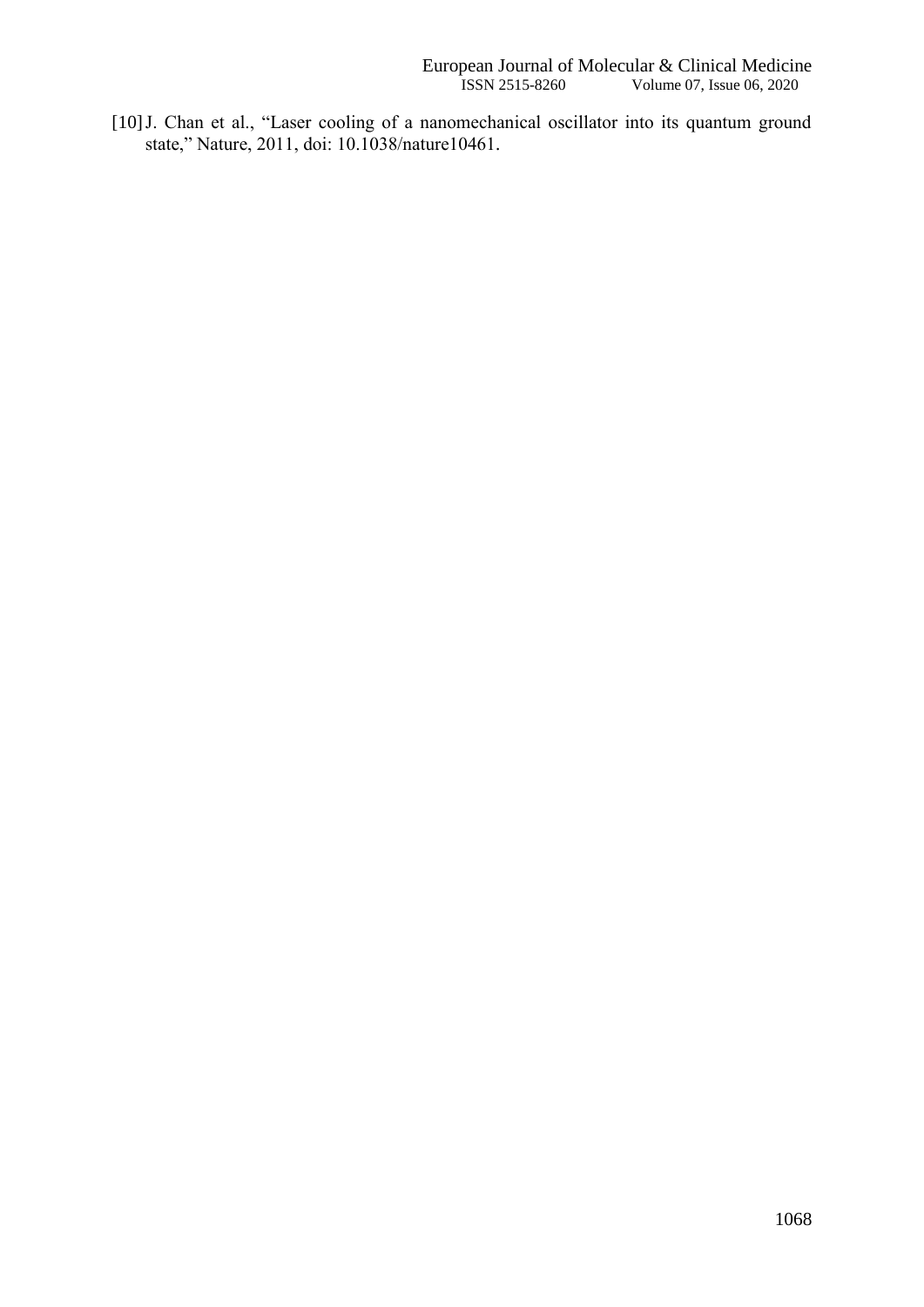[10] J. Chan et al., “Laser cooling of a nanomechanical oscillator into its quantum ground state,” Nature, 2011, doi: 10.1038/nature10461.